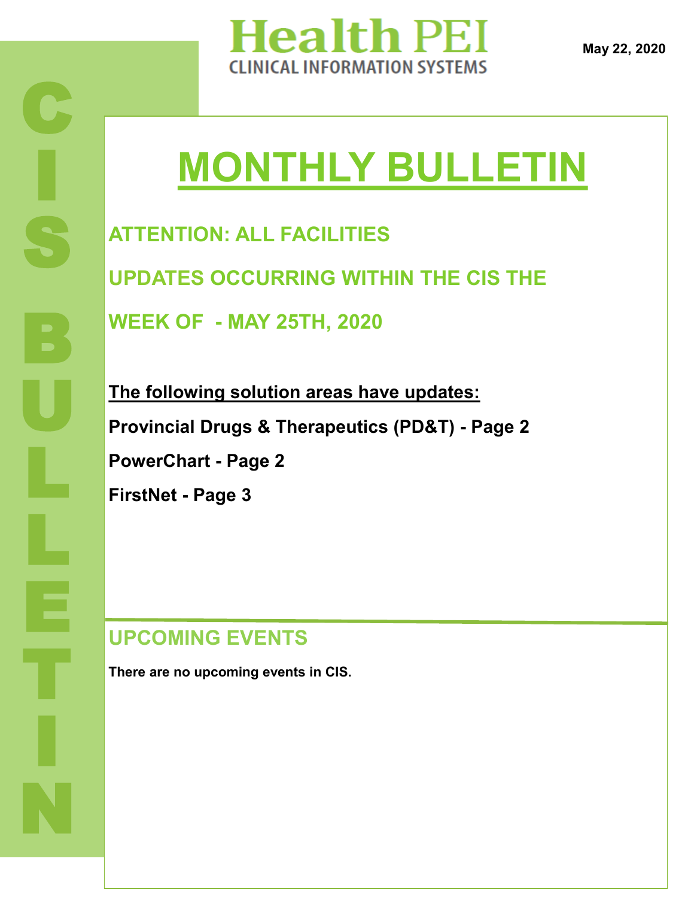# Health PEI

CLINICAL INFORMATION SYSTEMS

**May 22, 2020**

CIS BULLETIN

# MONTHLY BULLETIN

## ATTENTION: ALL FACILITIES

## UPDATES OCCURRING WITHIN THE CIS THE WEEK OF - MAY 25TH, 2020

**The following solution areas have updates:**

**Provincial Drugs & Therapeutics (PD&T) - Page 2**

**PowerChart - Page 2**

**FirstNet - Page 3**

## UPCOMING EVENTS

**There are no upcoming events in CIS.**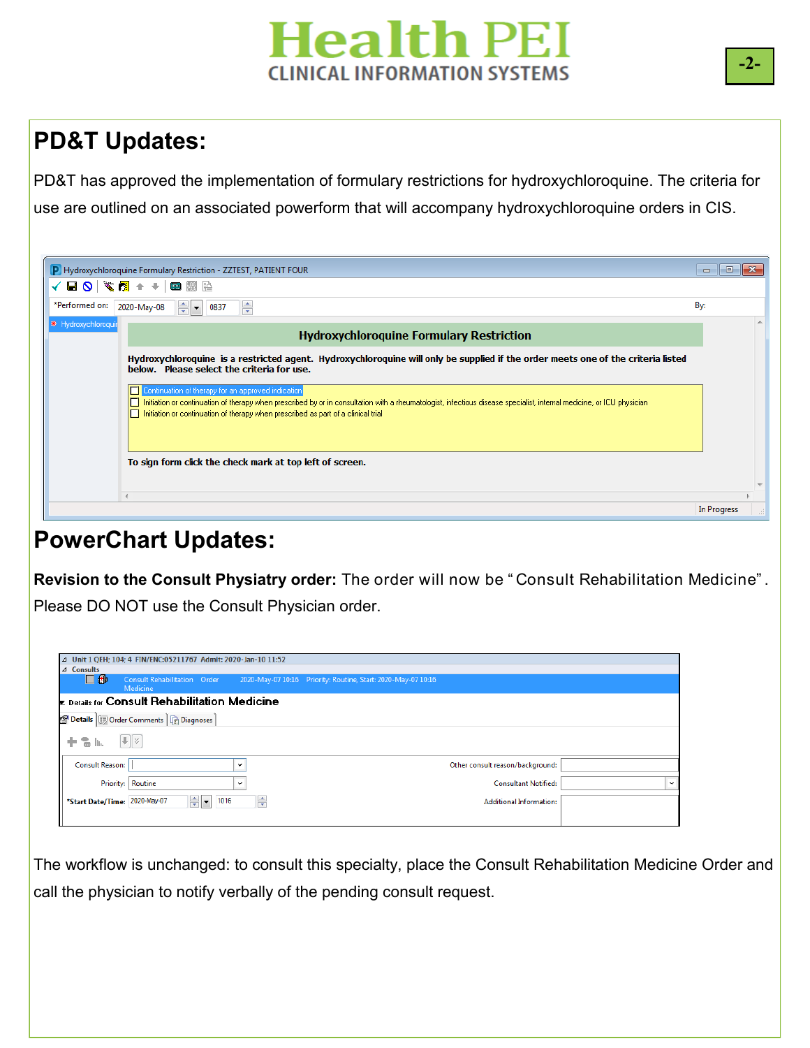## PD&T Updates:

PD&T has approved the implementation of formulary restrictions for hydroxychloroquine. The criteria for use are outlined on an associated powerform that will accompany hydroxychloroquine orders in CIS.

Hydroxychloroquine Formulary Restriction - ZZTEST, PATIENT FOUR

*Performed on: 2020-May-08 0837 By:

**Hydroxychloroquine Formulary Restriction**

**Hydroxychloroquine is a restricted agent. Hydroxychloroquine will only be supplied if the order meets one of the criteria listed below. Please select the criteria for use.**

- ☐ Continuation of therapy for an approved indication
- ☐ Initiation or continuation of therapy when prescribed by or in consultation with a rheumatologist, infectious disease specialist, internal medicine, or ICU physician
- ☐ Initiation or continuation of therapy when prescribed as part of a clinical trial

**To sign form click the check mark at top left of screen.**

In Progress

## PowerChart Updates:

**Revision to the Consult Physiatry order:** The order will now be "Consult Rehabilitation Medicine". Please DO NOT use the Consult Physician order.

Unit 1 QEH; 104; 4 FIN/ENC:05211767 Admit: 2020-Jan-10 11:52

Consults

Consult Rehabilitation Medicine | Order | 2020-May-07 10:16 | Priority: Routine, Start: 2020-May-07 10:16

Details for **Consult Rehabilitation Medicine**

Details | Order Comments | Diagnoses

| | | | |
|---|---|---|---|
| Consult Reason: | | Other consult reason/background: | |
| Priority: | Routine | Consultant Notified: | |
| *Start Date/Time: | 2020-May-07 1016 | Additional Information: | |

The workflow is unchanged: to consult this specialty, place the Consult Rehabilitation Medicine Order and call the physician to notify verbally of the pending consult request.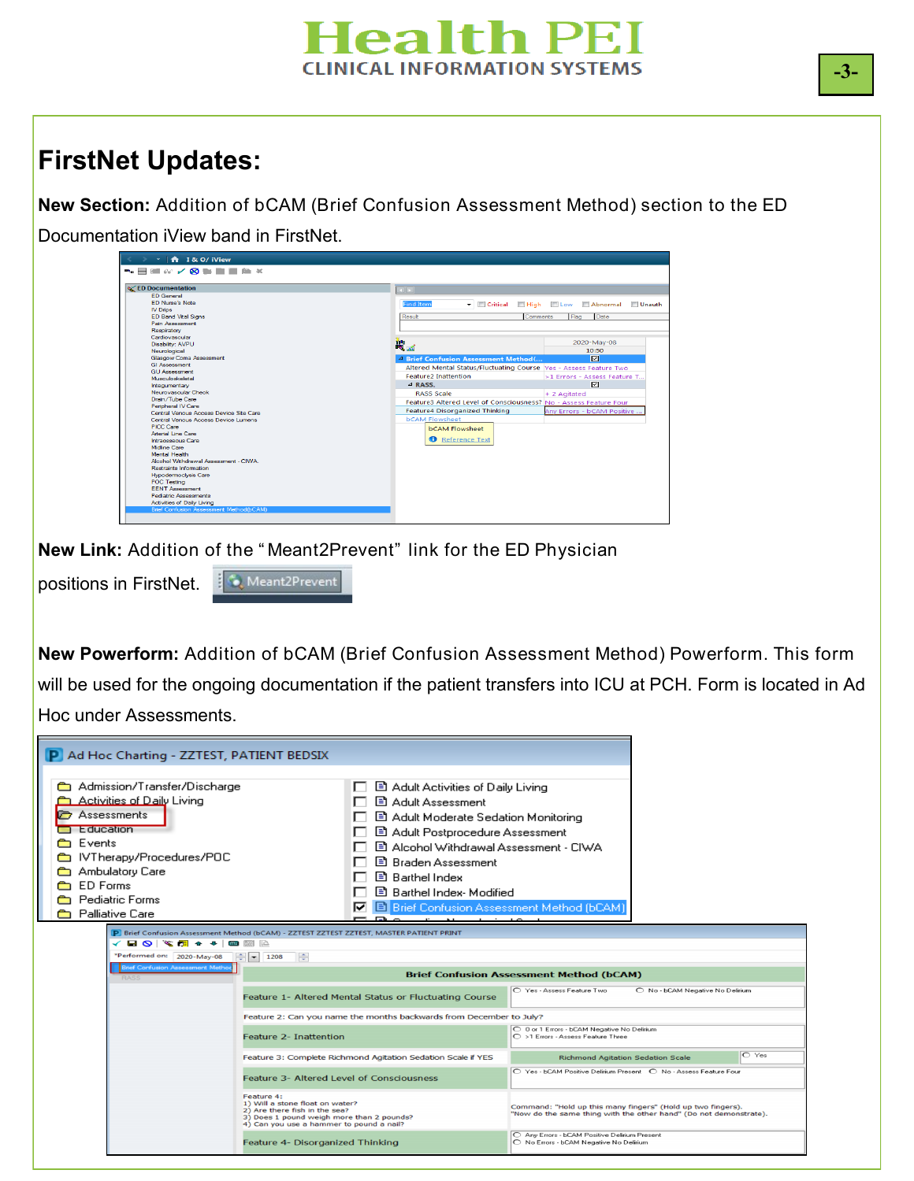# FirstNet Updates:

**New Section:** Addition of bCAM (Brief Confusion Assessment Method) section to the ED Documentation iView band in FirstNet.

**New Link:** Addition of the “Meant2Prevent” link for the ED Physician positions in FirstNet.

**New Powerform:** Addition of bCAM (Brief Confusion Assessment Method) Powerform. This form will be used for the ongoing documentation if the patient transfers into ICU at PCH. Form is located in Ad Hoc under Assessments.